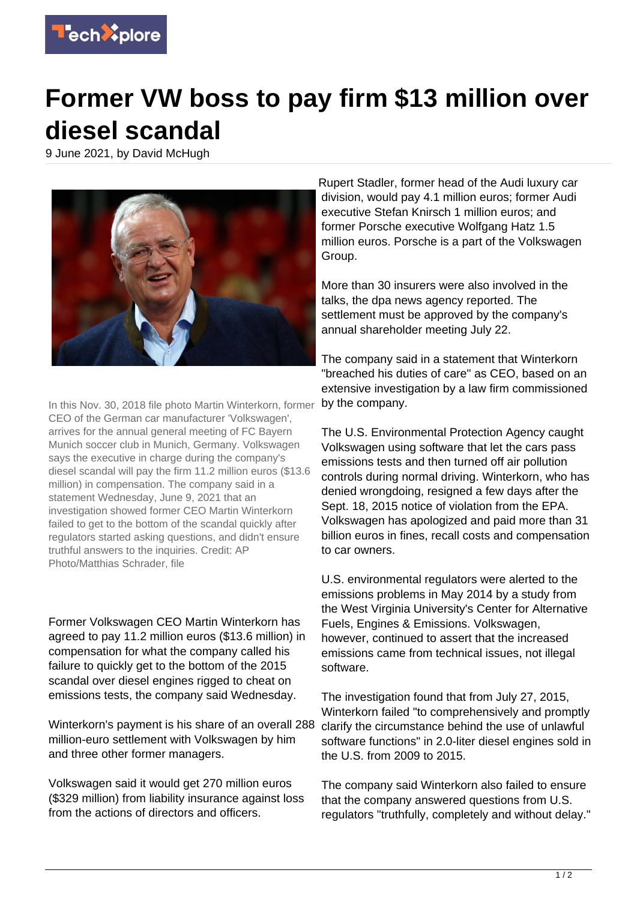# Former VW boss to pay firm $13 million over diesel scandal

9 June 2021, by David McHugh

In this Nov. 30, 2018 file photo Martin Winterkorn, former CEO of the German car manufacturer 'Volkswagen', arrives for the annual general meeting of FC Bayern Munich soccer club in Munich, Germany. Volkswagen says the executive in charge during the company's diesel scandal will pay the firm 11.2 million euros ($13.6 million) in compensation. The company said in a statement Wednesday, June 9, 2021 that an investigation showed former CEO Martin Winterkorn failed to get to the bottom of the scandal quickly after regulators started asking questions, and didn't ensure truthful answers to the inquiries. Credit: AP Photo/Matthias Schrader, file

Former Volkswagen CEO Martin Winterkorn has agreed to pay 11.2 million euros ($13.6 million) in compensation for what the company called his failure to quickly get to the bottom of the 2015 scandal over diesel engines rigged to cheat on emissions tests, the company said Wednesday.

Winterkorn's payment is his share of an overall 288 million-euro settlement with Volkswagen by him and three other former managers.

Volkswagen said it would get 270 million euros ($329 million) from liability insurance against loss from the actions of directors and officers.

Rupert Stadler, former head of the Audi luxury car division, would pay 4.1 million euros; former Audi executive Stefan Knirsch 1 million euros; and former Porsche executive Wolfgang Hatz 1.5 million euros. Porsche is a part of the Volkswagen Group.

More than 30 insurers were also involved in the talks, the dpa news agency reported. The settlement must be approved by the company's annual shareholder meeting July 22.

The company said in a statement that Winterkorn "breached his duties of care" as CEO, based on an extensive investigation by a law firm commissioned by the company.

The U.S. Environmental Protection Agency caught Volkswagen using software that let the cars pass emissions tests and then turned off air pollution controls during normal driving. Winterkorn, who has denied wrongdoing, resigned a few days after the Sept. 18, 2015 notice of violation from the EPA. Volkswagen has apologized and paid more than 31 billion euros in fines, recall costs and compensation to car owners.

U.S. environmental regulators were alerted to the emissions problems in May 2014 by a study from the West Virginia University's Center for Alternative Fuels, Engines & Emissions. Volkswagen, however, continued to assert that the increased emissions came from technical issues, not illegal software.

The investigation found that from July 27, 2015, Winterkorn failed "to comprehensively and promptly clarify the circumstance behind the use of unlawful software functions" in 2.0-liter diesel engines sold in the U.S. from 2009 to 2015.

The company said Winterkorn also failed to ensure that the company answered questions from U.S. regulators "truthfully, completely and without delay."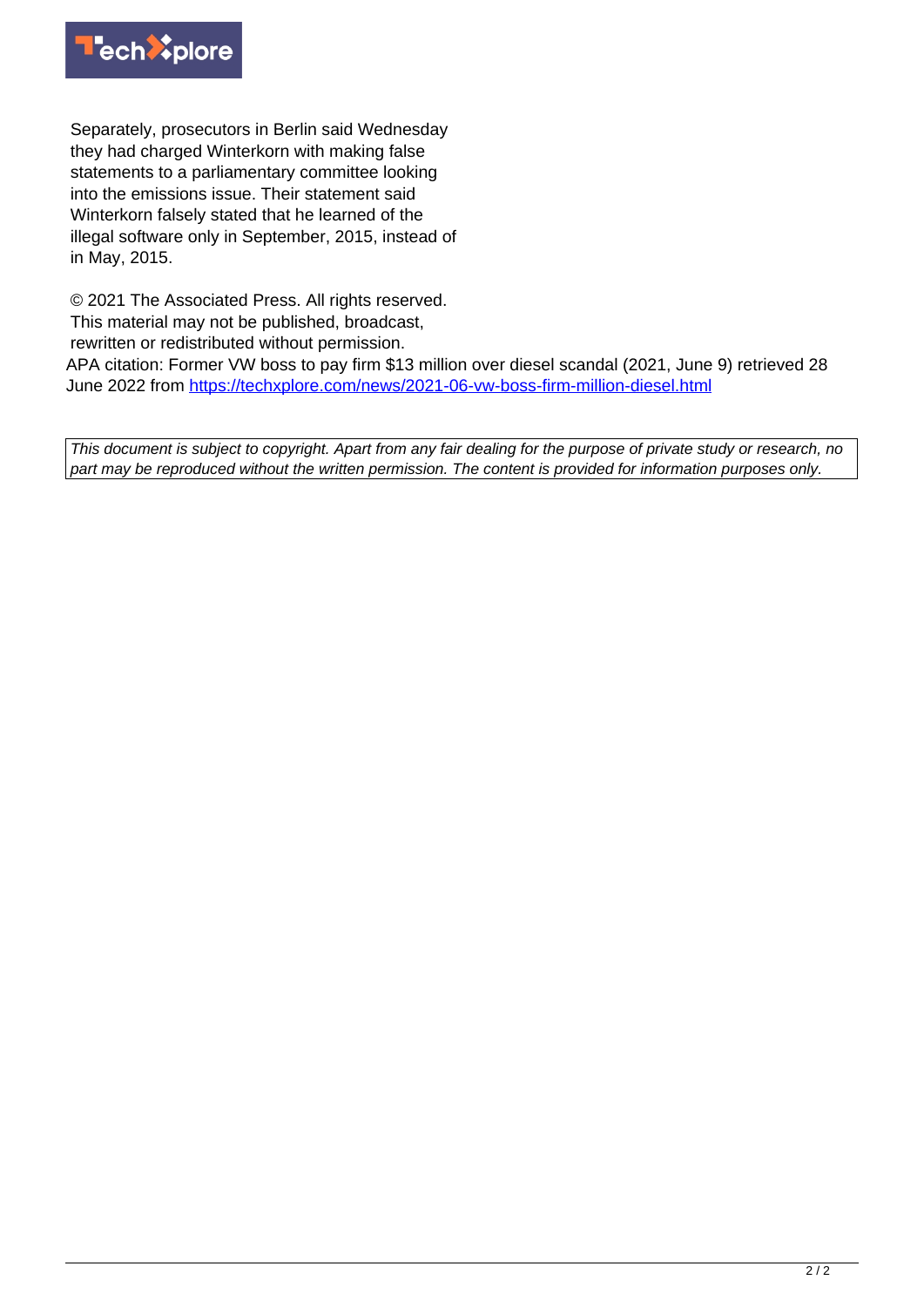Separately, prosecutors in Berlin said Wednesday they had charged Winterkorn with making false statements to a parliamentary committee looking into the emissions issue. Their statement said Winterkorn falsely stated that he learned of the illegal software only in September, 2015, instead of in May, 2015.

© 2021 The Associated Press. All rights reserved. This material may not be published, broadcast, rewritten or redistributed without permission.

APA citation: Former VW boss to pay firm $13 million over diesel scandal (2021, June 9) retrieved 28 June 2022 from https://techxplore.com/news/2021-06-vw-boss-firm-million-diesel.html

*This document is subject to copyright. Apart from any fair dealing for the purpose of private study or research, no part may be reproduced without the written permission. The content is provided for information purposes only.*